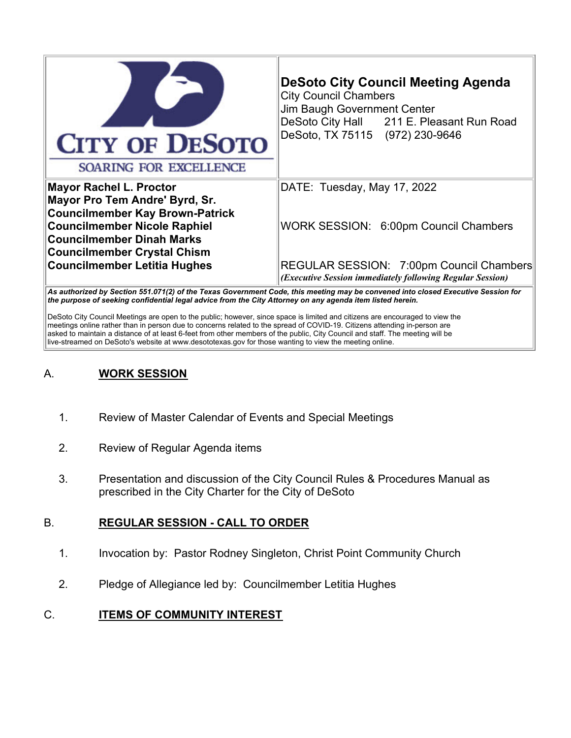CITY OF DESOTO

SOARING FOR EXCELLENCE

**DeSoto City Council Meeting Agenda**
City Council Chambers
Jim Baugh Government Center
DeSoto City Hall 211 E. Pleasant Run Road
DeSoto, TX 75115 (972) 230-9646

| | |
|---|---|
| **Mayor Rachel L. Proctor**<br>**Mayor Pro Tem Andre' Byrd, Sr.**<br>**Councilmember Kay Brown-Patrick**<br>**Councilmember Nicole Raphiel**<br>**Councilmember Dinah Marks**<br>**Councilmember Crystal Chism**<br>**Councilmember Letitia Hughes** | DATE: Tuesday, May 17, 2022<br><br>WORK SESSION: 6:00pm Council Chambers<br><br>REGULAR SESSION: 7:00pm Council Chambers<br>*(Executive Session immediately following Regular Session)* |

***As authorized by Section 551.071(2) of the Texas Government Code, this meeting may be convened into closed Executive Session for the purpose of seeking confidential legal advice from the City Attorney on any agenda item listed herein.***

DeSoto City Council Meetings are open to the public; however, since space is limited and citizens are encouraged to view the meetings online rather than in person due to concerns related to the spread of COVID-19. Citizens attending in-person are asked to maintain a distance of at least 6-feet from other members of the public, City Council and staff. The meeting will be live-streamed on DeSoto's website at www.desototexas.gov for those wanting to view the meeting online.

## A. WORK SESSION

1. Review of Master Calendar of Events and Special Meetings
2. Review of Regular Agenda items
3. Presentation and discussion of the City Council Rules & Procedures Manual as prescribed in the City Charter for the City of DeSoto

## B. REGULAR SESSION - CALL TO ORDER

1. Invocation by: Pastor Rodney Singleton, Christ Point Community Church
2. Pledge of Allegiance led by: Councilmember Letitia Hughes

## C. ITEMS OF COMMUNITY INTEREST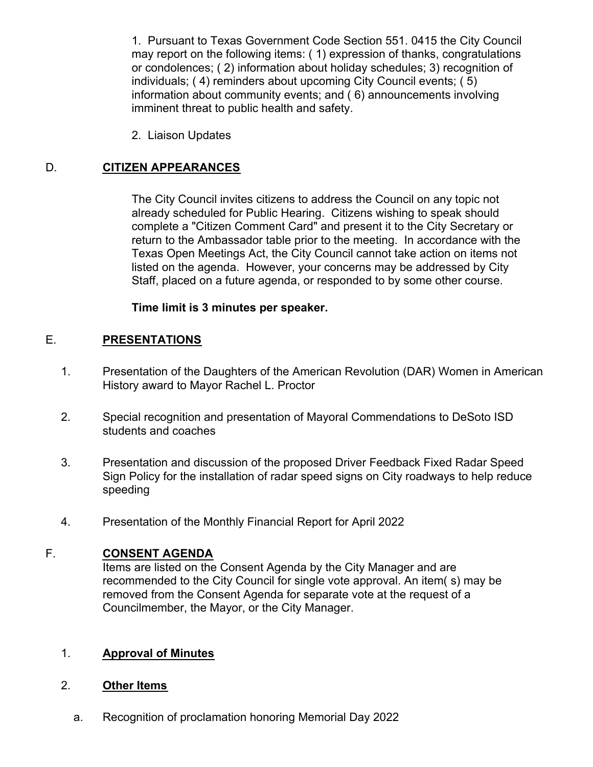1. Pursuant to Texas Government Code Section 551. 0415 the City Council may report on the following items: ( 1) expression of thanks, congratulations or condolences; ( 2) information about holiday schedules; 3) recognition of individuals; ( 4) reminders about upcoming City Council events; ( 5) information about community events; and ( 6) announcements involving imminent threat to public health and safety.

2. Liaison Updates

## D. CITIZEN APPEARANCES

The City Council invites citizens to address the Council on any topic not already scheduled for Public Hearing. Citizens wishing to speak should complete a "Citizen Comment Card" and present it to the City Secretary or return to the Ambassador table prior to the meeting. In accordance with the Texas Open Meetings Act, the City Council cannot take action on items not listed on the agenda. However, your concerns may be addressed by City Staff, placed on a future agenda, or responded to by some other course.

**Time limit is 3 minutes per speaker.**

## E. PRESENTATIONS

1. Presentation of the Daughters of the American Revolution (DAR) Women in American History award to Mayor Rachel L. Proctor

2. Special recognition and presentation of Mayoral Commendations to DeSoto ISD students and coaches

3. Presentation and discussion of the proposed Driver Feedback Fixed Radar Speed Sign Policy for the installation of radar speed signs on City roadways to help reduce speeding

4. Presentation of the Monthly Financial Report for April 2022

## F. CONSENT AGENDA

Items are listed on the Consent Agenda by the City Manager and are recommended to the City Council for single vote approval. An item( s) may be removed from the Consent Agenda for separate vote at the request of a Councilmember, the Mayor, or the City Manager.

1. **Approval of Minutes**

2. **Other Items**

   a. Recognition of proclamation honoring Memorial Day 2022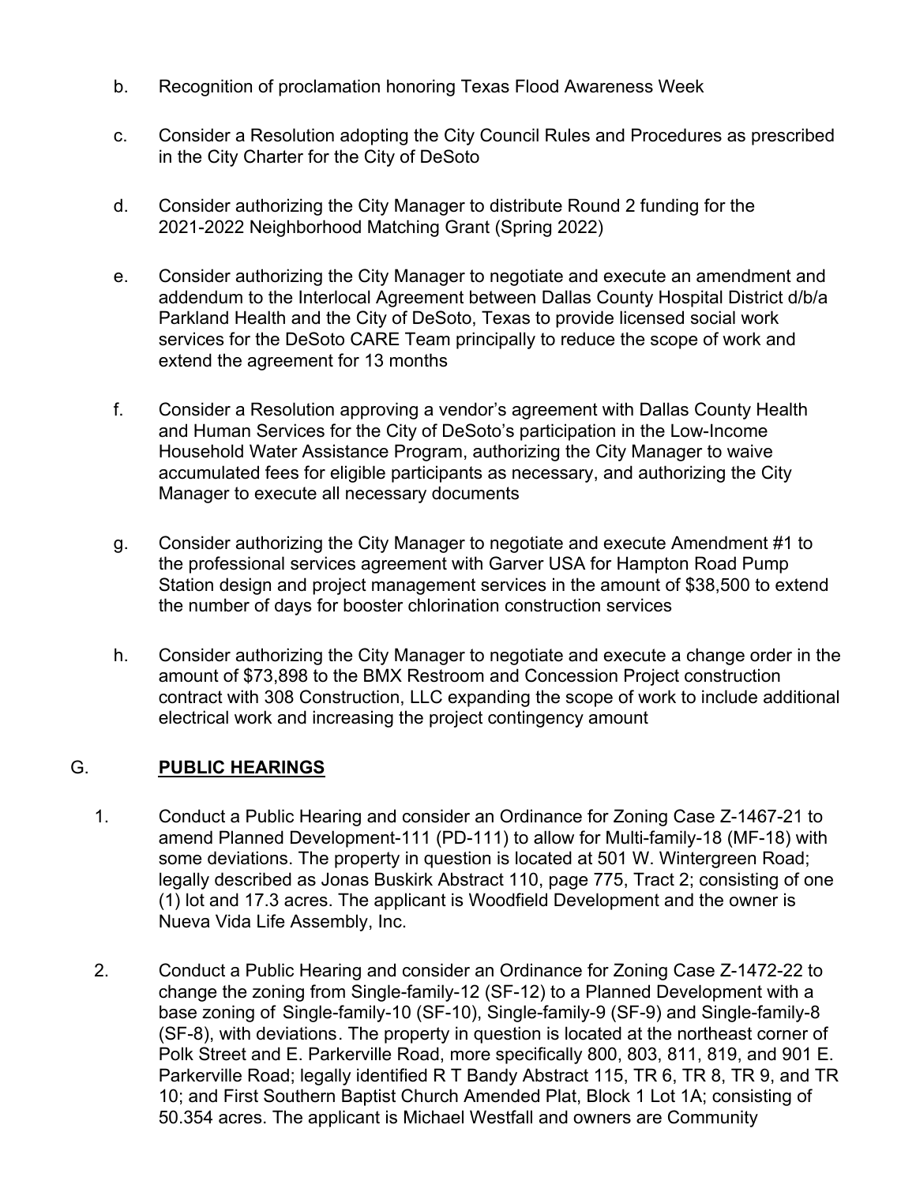b. Recognition of proclamation honoring Texas Flood Awareness Week

c. Consider a Resolution adopting the City Council Rules and Procedures as prescribed in the City Charter for the City of DeSoto

d. Consider authorizing the City Manager to distribute Round 2 funding for the 2021-2022 Neighborhood Matching Grant (Spring 2022)

e. Consider authorizing the City Manager to negotiate and execute an amendment and addendum to the Interlocal Agreement between Dallas County Hospital District d/b/a Parkland Health and the City of DeSoto, Texas to provide licensed social work services for the DeSoto CARE Team principally to reduce the scope of work and extend the agreement for 13 months

f. Consider a Resolution approving a vendor's agreement with Dallas County Health and Human Services for the City of DeSoto's participation in the Low-Income Household Water Assistance Program, authorizing the City Manager to waive accumulated fees for eligible participants as necessary, and authorizing the City Manager to execute all necessary documents

g. Consider authorizing the City Manager to negotiate and execute Amendment #1 to the professional services agreement with Garver USA for Hampton Road Pump Station design and project management services in the amount of $38,500 to extend the number of days for booster chlorination construction services

h. Consider authorizing the City Manager to negotiate and execute a change order in the amount of $73,898 to the BMX Restroom and Concession Project construction contract with 308 Construction, LLC expanding the scope of work to include additional electrical work and increasing the project contingency amount

## G. PUBLIC HEARINGS

1. Conduct a Public Hearing and consider an Ordinance for Zoning Case Z-1467-21 to amend Planned Development-111 (PD-111) to allow for Multi-family-18 (MF-18) with some deviations. The property in question is located at 501 W. Wintergreen Road; legally described as Jonas Buskirk Abstract 110, page 775, Tract 2; consisting of one (1) lot and 17.3 acres. The applicant is Woodfield Development and the owner is Nueva Vida Life Assembly, Inc.

2. Conduct a Public Hearing and consider an Ordinance for Zoning Case Z-1472-22 to change the zoning from Single-family-12 (SF-12) to a Planned Development with a base zoning of Single-family-10 (SF-10), Single-family-9 (SF-9) and Single-family-8 (SF-8), with deviations. The property in question is located at the northeast corner of Polk Street and E. Parkerville Road, more specifically 800, 803, 811, 819, and 901 E. Parkerville Road; legally identified R T Bandy Abstract 115, TR 6, TR 8, TR 9, and TR 10; and First Southern Baptist Church Amended Plat, Block 1 Lot 1A; consisting of 50.354 acres. The applicant is Michael Westfall and owners are Community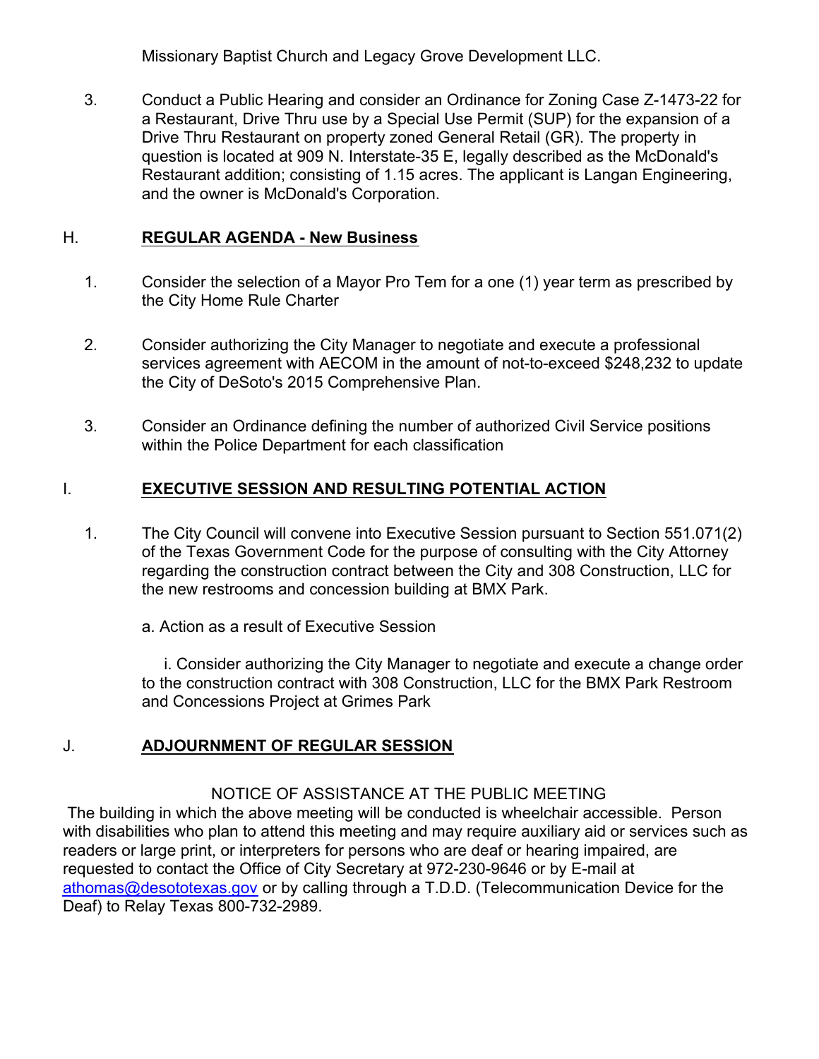Missionary Baptist Church and Legacy Grove Development LLC.

3. Conduct a Public Hearing and consider an Ordinance for Zoning Case Z-1473-22 for a Restaurant, Drive Thru use by a Special Use Permit (SUP) for the expansion of a Drive Thru Restaurant on property zoned General Retail (GR). The property in question is located at 909 N. Interstate-35 E, legally described as the McDonald's Restaurant addition; consisting of 1.15 acres. The applicant is Langan Engineering, and the owner is McDonald's Corporation.

## H. **REGULAR AGENDA - New Business**

1. Consider the selection of a Mayor Pro Tem for a one (1) year term as prescribed by the City Home Rule Charter

2. Consider authorizing the City Manager to negotiate and execute a professional services agreement with AECOM in the amount of not-to-exceed $248,232 to update the City of DeSoto's 2015 Comprehensive Plan.

3. Consider an Ordinance defining the number of authorized Civil Service positions within the Police Department for each classification

## I. **EXECUTIVE SESSION AND RESULTING POTENTIAL ACTION**

1. The City Council will convene into Executive Session pursuant to Section 551.071(2) of the Texas Government Code for the purpose of consulting with the City Attorney regarding the construction contract between the City and 308 Construction, LLC for the new restrooms and concession building at BMX Park.

   a. Action as a result of Executive Session

      i. Consider authorizing the City Manager to negotiate and execute a change order to the construction contract with 308 Construction, LLC for the BMX Park Restroom and Concessions Project at Grimes Park

## J. **ADJOURNMENT OF REGULAR SESSION**

NOTICE OF ASSISTANCE AT THE PUBLIC MEETING

The building in which the above meeting will be conducted is wheelchair accessible. Person with disabilities who plan to attend this meeting and may require auxiliary aid or services such as readers or large print, or interpreters for persons who are deaf or hearing impaired, are requested to contact the Office of City Secretary at 972-230-9646 or by E-mail at athomas@desototexas.gov or by calling through a T.D.D. (Telecommunication Device for the Deaf) to Relay Texas 800-732-2989.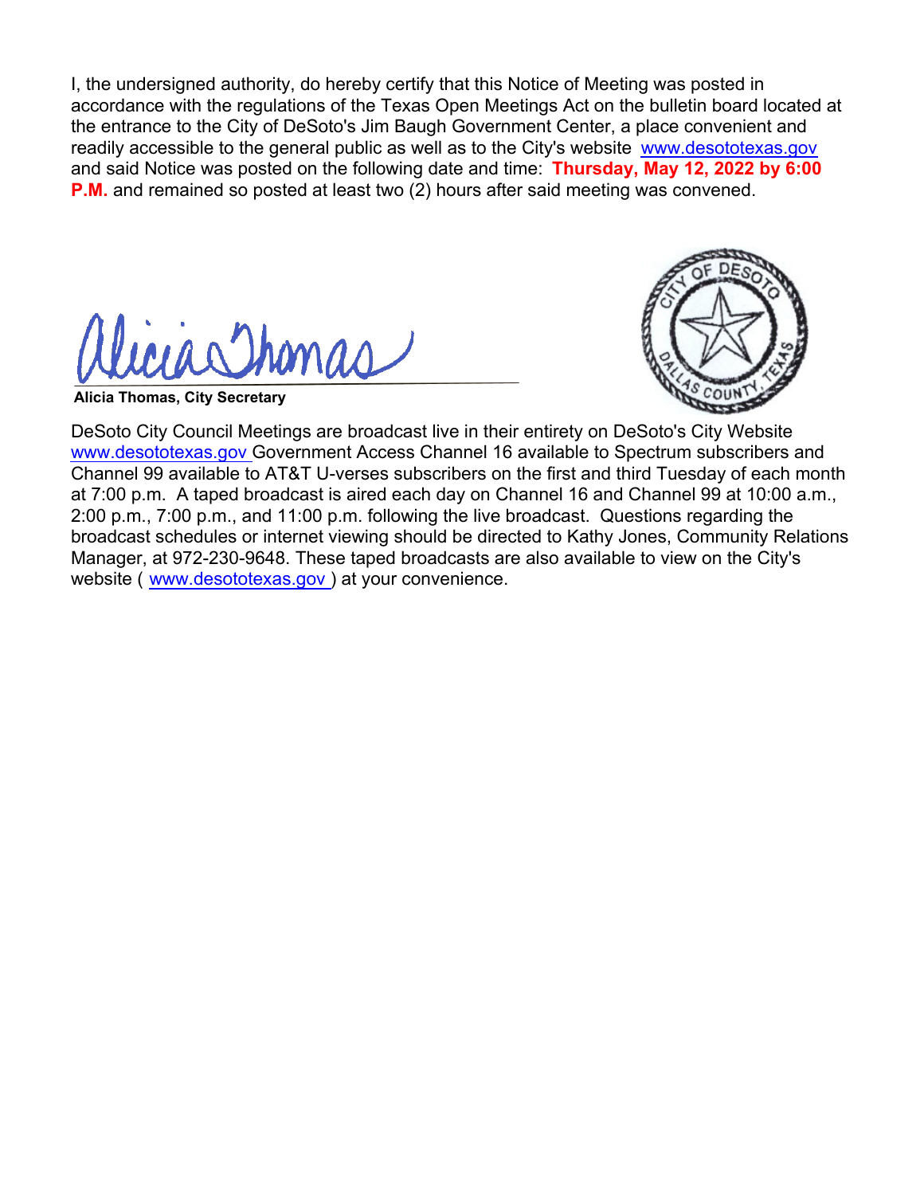I, the undersigned authority, do hereby certify that this Notice of Meeting was posted in accordance with the regulations of the Texas Open Meetings Act on the bulletin board located at the entrance to the City of DeSoto's Jim Baugh Government Center, a place convenient and readily accessible to the general public as well as to the City's website www.desototexas.gov and said Notice was posted on the following date and time: **Thursday, May 12, 2022 by 6:00 P.M.** and remained so posted at least two (2) hours after said meeting was convened.

**Alicia Thomas, City Secretary**

DeSoto City Council Meetings are broadcast live in their entirety on DeSoto's City Website www.desototexas.gov Government Access Channel 16 available to Spectrum subscribers and Channel 99 available to AT&T U-verses subscribers on the first and third Tuesday of each month at 7:00 p.m. A taped broadcast is aired each day on Channel 16 and Channel 99 at 10:00 a.m., 2:00 p.m., 7:00 p.m., and 11:00 p.m. following the live broadcast. Questions regarding the broadcast schedules or internet viewing should be directed to Kathy Jones, Community Relations Manager, at 972-230-9648. These taped broadcasts are also available to view on the City's website ( www.desototexas.gov ) at your convenience.